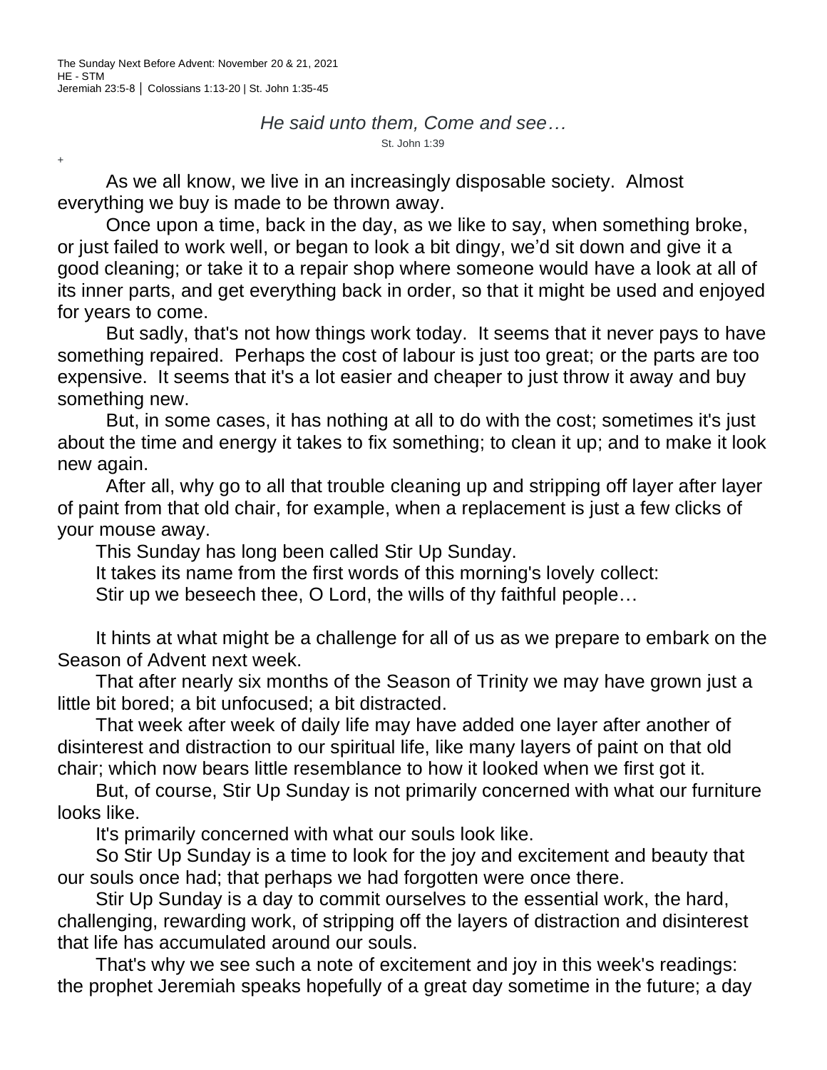The Sunday Next Before Advent: November 20 & 21, 2021
HE - STM
Jeremiah 23:5-8 │ Colossians 1:13-20 | St. John 1:35-45

*He said unto them, Come and see…*

St. John 1:39

+

As we all know, we live in an increasingly disposable society. Almost everything we buy is made to be thrown away.

Once upon a time, back in the day, as we like to say, when something broke, or just failed to work well, or began to look a bit dingy, we'd sit down and give it a good cleaning; or take it to a repair shop where someone would have a look at all of its inner parts, and get everything back in order, so that it might be used and enjoyed for years to come.

But sadly, that's not how things work today. It seems that it never pays to have something repaired. Perhaps the cost of labour is just too great; or the parts are too expensive. It seems that it's a lot easier and cheaper to just throw it away and buy something new.

But, in some cases, it has nothing at all to do with the cost; sometimes it's just about the time and energy it takes to fix something; to clean it up; and to make it look new again.

After all, why go to all that trouble cleaning up and stripping off layer after layer of paint from that old chair, for example, when a replacement is just a few clicks of your mouse away.

This Sunday has long been called Stir Up Sunday.

It takes its name from the first words of this morning's lovely collect:

Stir up we beseech thee, O Lord, the wills of thy faithful people…

It hints at what might be a challenge for all of us as we prepare to embark on the Season of Advent next week.

That after nearly six months of the Season of Trinity we may have grown just a little bit bored; a bit unfocused; a bit distracted.

That week after week of daily life may have added one layer after another of disinterest and distraction to our spiritual life, like many layers of paint on that old chair; which now bears little resemblance to how it looked when we first got it.

But, of course, Stir Up Sunday is not primarily concerned with what our furniture looks like.

It's primarily concerned with what our souls look like.

So Stir Up Sunday is a time to look for the joy and excitement and beauty that our souls once had; that perhaps we had forgotten were once there.

Stir Up Sunday is a day to commit ourselves to the essential work, the hard, challenging, rewarding work, of stripping off the layers of distraction and disinterest that life has accumulated around our souls.

That's why we see such a note of excitement and joy in this week's readings: the prophet Jeremiah speaks hopefully of a great day sometime in the future; a day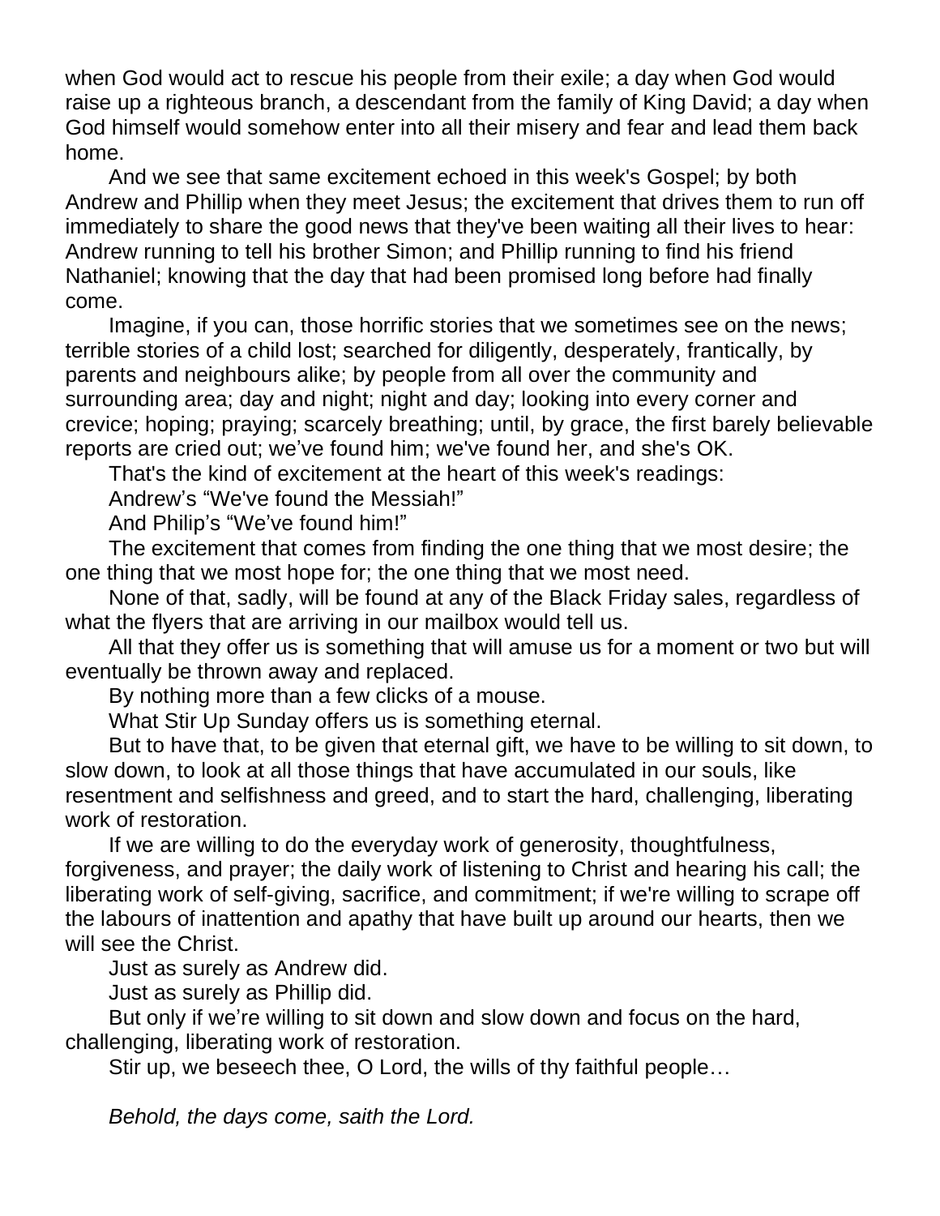when God would act to rescue his people from their exile; a day when God would raise up a righteous branch, a descendant from the family of King David; a day when God himself would somehow enter into all their misery and fear and lead them back home.

And we see that same excitement echoed in this week's Gospel; by both Andrew and Phillip when they meet Jesus; the excitement that drives them to run off immediately to share the good news that they've been waiting all their lives to hear: Andrew running to tell his brother Simon; and Phillip running to find his friend Nathaniel; knowing that the day that had been promised long before had finally come.

Imagine, if you can, those horrific stories that we sometimes see on the news; terrible stories of a child lost; searched for diligently, desperately, frantically, by parents and neighbours alike; by people from all over the community and surrounding area; day and night; night and day; looking into every corner and crevice; hoping; praying; scarcely breathing; until, by grace, the first barely believable reports are cried out; we've found him; we've found her, and she's OK.

That's the kind of excitement at the heart of this week's readings:

Andrew's "We've found the Messiah!"

And Philip's "We've found him!"

The excitement that comes from finding the one thing that we most desire; the one thing that we most hope for; the one thing that we most need.

None of that, sadly, will be found at any of the Black Friday sales, regardless of what the flyers that are arriving in our mailbox would tell us.

All that they offer us is something that will amuse us for a moment or two but will eventually be thrown away and replaced.

By nothing more than a few clicks of a mouse.

What Stir Up Sunday offers us is something eternal.

But to have that, to be given that eternal gift, we have to be willing to sit down, to slow down, to look at all those things that have accumulated in our souls, like resentment and selfishness and greed, and to start the hard, challenging, liberating work of restoration.

If we are willing to do the everyday work of generosity, thoughtfulness, forgiveness, and prayer; the daily work of listening to Christ and hearing his call; the liberating work of self-giving, sacrifice, and commitment; if we're willing to scrape off the labours of inattention and apathy that have built up around our hearts, then we will see the Christ.

Just as surely as Andrew did.

Just as surely as Phillip did.

But only if we're willing to sit down and slow down and focus on the hard, challenging, liberating work of restoration.

Stir up, we beseech thee, O Lord, the wills of thy faithful people…

*Behold, the days come, saith the Lord.*